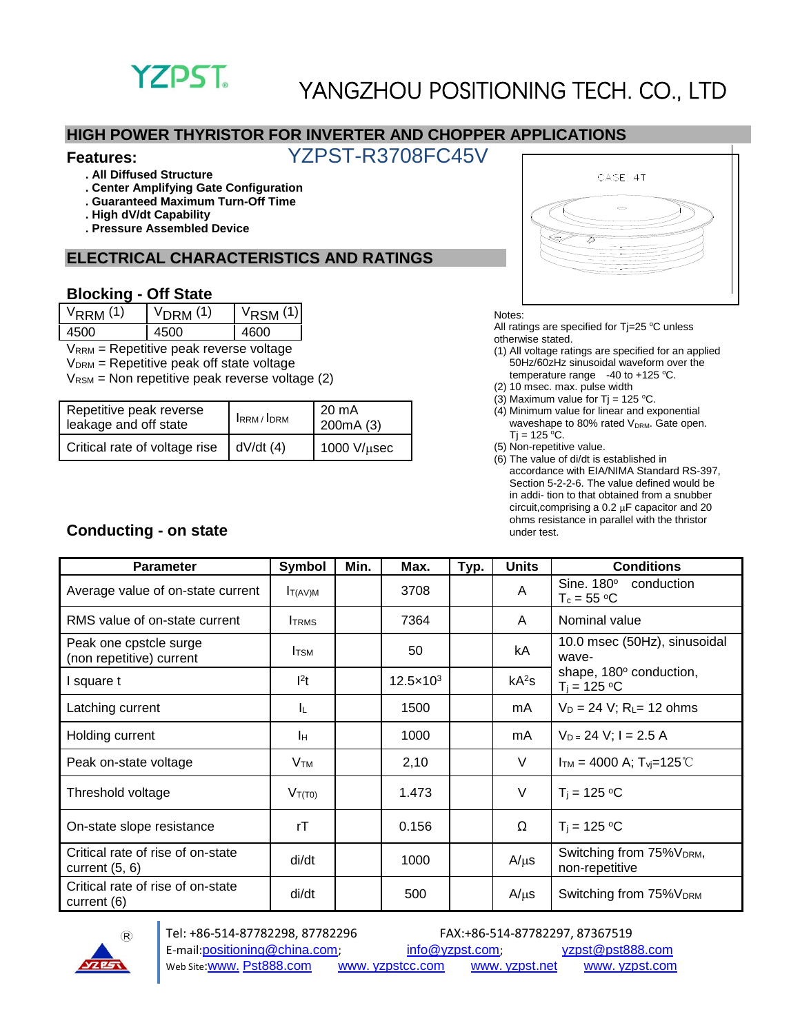YZPST

# YANGZHOU POSITIONING TECH. CO., LTD

## HIGH POWER THYRISTOR FOR INVERTER AND CHOPPER APPLICATIONS

### Features:

YZPST-R3708FC45V

- . All Diffused Structure
- . Center Amplifying Gate Configuration
- . Guaranteed Maximum Turn-Off Time
- . High dV/dt Capability
- . Pressure Assembled Device

CASE 4T

## ELECTRICAL CHARACTERISTICS AND RATINGS

### Blocking - Off State

| $V_{RRM}$ (1) | $V_{DRM}$ (1) | $V_{RSM}$ (1) |
|---|---|---|
| 4500 | 4500 | 4600 |

$V_{RRM}$ = Repetitive peak reverse voltage
$V_{DRM}$ = Repetitive peak off state voltage
$V_{RSM}$ = Non repetitive peak reverse voltage (2)

| | | |
|---|---|---|
| Repetitive peak reverse leakage and off state | $I_{RRM}$ / $I_{DRM}$ | 20 mA<br>200mA (3) |
| Critical rate of voltage rise | dV/dt (4) | 1000 V/µsec |

Notes:
All ratings are specified for Tj=25 ºC unless otherwise stated.
(1) All voltage ratings are specified for an applied 50Hz/60zHz sinusoidal waveform over the temperature range -40 to +125 ºC.
(2) 10 msec. max. pulse width
(3) Maximum value for Tj = 125 ºC.
(4) Minimum value for linear and exponential waveshape to 80% rated $V_{DRM}$. Gate open. Tj = 125 ºC.
(5) Non-repetitive value.
(6) The value of di/dt is established in accordance with EIA/NIMA Standard RS-397, Section 5-2-2-6. The value defined would be in addi- tion to that obtained from a snubber circuit,comprising a 0.2 µF capacitor and 20 ohms resistance in parallel with the thristor under test.

### Conducting - on state

| Parameter | Symbol | Min. | Max. | Typ. | Units | Conditions |
|---|---|---|---|---|---|---|
| Average value of on-state current | $I_{T(AV)M}$ | | 3708 | | A | Sine. 180º conduction<br>$T_c$ = 55 ºC |
| RMS value of on-state current | $I_{TRMS}$ | | 7364 | | A | Nominal value |
| Peak one cpstcle surge (non repetitive) current | $I_{TSM}$ | | 50 | | kA | 10.0 msec (50Hz), sinusoidal wave-shape, 180º conduction, $T_j$ = 125 ºC |
| I square t | $I^2t$ | | $12.5\times10^3$ | | $kA^2s$ | |
| Latching current | $I_L$ | | 1500 | | mA | $V_D$ = 24 V; $R_L$= 12 ohms |
| Holding current | $I_H$ | | 1000 | | mA | $V_D$ = 24 V; I = 2.5 A |
| Peak on-state voltage | $V_{TM}$ | | 2,10 | | V | $I_{TM}$ = 4000 A; $T_{vj}$=125℃ |
| Threshold voltage | $V_{T(T0)}$ | | 1.473 | | V | $T_j$ = 125 ºC |
| On-state slope resistance | rT | | 0.156 | | Ω | $T_j$ = 125 ºC |
| Critical rate of rise of on-state current (5, 6) | di/dt | | 1000 | | A/µs | Switching from 75%$V_{DRM}$, non-repetitive |
| Critical rate of rise of on-state current (6) | di/dt | | 500 | | A/µs | Switching from 75%$V_{DRM}$ |

Tel: +86-514-87782298, 87782296 FAX:+86-514-87782297, 87367519
E-mail:positioning@china.com; info@yzpst.com; yzpst@pst888.com
Web Site:www. Pst888.com www. yzpstcc.com www. yzpst.net www. yzpst.com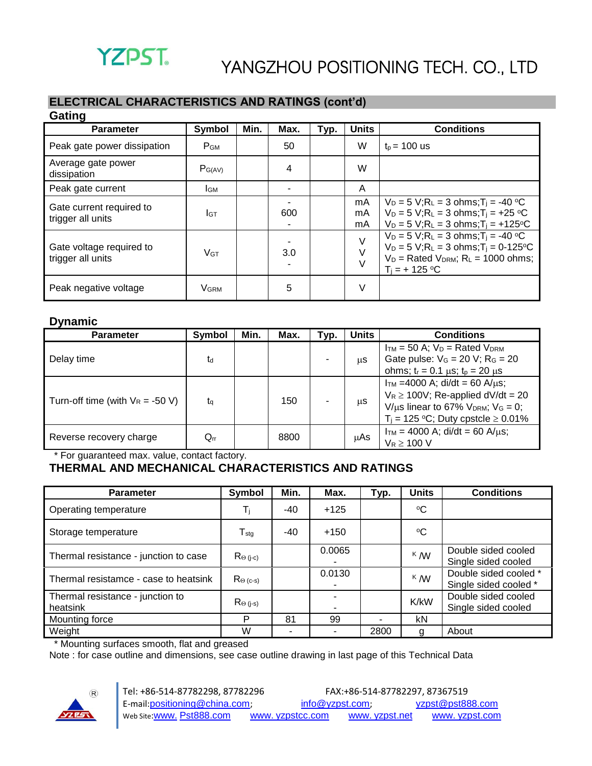## ELECTRICAL CHARACTERISTICS AND RATINGS (cont'd)

### Gating

| Parameter | Symbol | Min. | Max. | Typ. | Units | Conditions |
|---|---|---|---|---|---|---|
| Peak gate power dissipation | $P_{GM}$ | | 50 | | W | $t_p$ = 100 us |
| Average gate power dissipation | $P_{G(AV)}$ | | 4 | | W | |
| Peak gate current | $I_{GM}$ | | - | | A | |
| Gate current required to trigger all units | $I_{GT}$ | | - <br> 600 <br> - | | mA <br> mA <br> mA | $V_D$ = 5 V;$R_L$ = 3 ohms;$T_j$ = -40 °C <br> $V_D$ = 5 V;$R_L$ = 3 ohms;$T_j$ = +25 °C <br> $V_D$ = 5 V;$R_L$ = 3 ohms;$T_j$ = +125°C |
| Gate voltage required to trigger all units | $V_{GT}$ | | - <br> 3.0 <br> - | | V <br> V <br> V | $V_D$ = 5 V;$R_L$ = 3 ohms;$T_j$ = -40 °C <br> $V_D$ = 5 V;$R_L$ = 3 ohms;$T_j$ = 0-125°C <br> $V_D$ = Rated $V_{DRM}$; $R_L$ = 1000 ohms; $T_j$ = + 125 °C |
| Peak negative voltage | $V_{GRM}$ | | 5 | | V | |

### Dynamic

| Parameter | Symbol | Min. | Max. | Typ. | Units | Conditions |
|---|---|---|---|---|---|---|
| Delay time | $t_d$ | | | - | μs | $I_{TM}$ = 50 A; $V_D$ = Rated $V_{DRM}$ Gate pulse: $V_G$ = 20 V; $R_G$ = 20 ohms; $t_r$ = 0.1 μs; $t_p$ = 20 μs |
| Turn-off time (with $V_R$ = -50 V) | $t_q$ | | 150 | - | μs | $I_{TM}$ =4000 A; di/dt = 60 A/μs; $V_R \geq$ 100V; Re-applied dV/dt = 20 V/μs linear to 67% $V_{DRM}$; $V_G$ = 0; $T_j$ = 125 °C; Duty cpstcle ≥ 0.01% |
| Reverse recovery charge | $Q_{rr}$ | | 8800 | | μAs | $I_{TM}$ = 4000 A; di/dt = 60 A/μs; $V_R \geq$ 100 V |

* For guaranteed max. value, contact factory.

## THERMAL AND MECHANICAL CHARACTERISTICS AND RATINGS

| Parameter | Symbol | Min. | Max. | Typ. | Units | Conditions |
|---|---|---|---|---|---|---|
| Operating temperature | $T_j$ | -40 | +125 | | °C | |
| Storage temperature | $T_{stg}$ | -40 | +150 | | °C | |
| Thermal resistance - junction to case | $R_{\Theta\,(j\text{-}c)}$ | | 0.0065 <br> - | | K/W | Double sided cooled <br> Single sided cooled |
| Thermal resistance - case to heatsink | $R_{\Theta\,(c\text{-}s)}$ | | 0.0130 <br> - | | K/W | Double sided cooled * <br> Single sided cooled * |
| Thermal resistance - junction to heatsink | $R_{\Theta\,(j\text{-}s)}$ | | - <br> - | | K/kW | Double sided cooled <br> Single sided cooled |
| Mounting force | P | 81 | 99 | - | kN | |
| Weight | W | - | - | 2800 | g | About |

* Mounting surfaces smooth, flat and greased

Note : for case outline and dimensions, see case outline drawing in last page of this Technical Data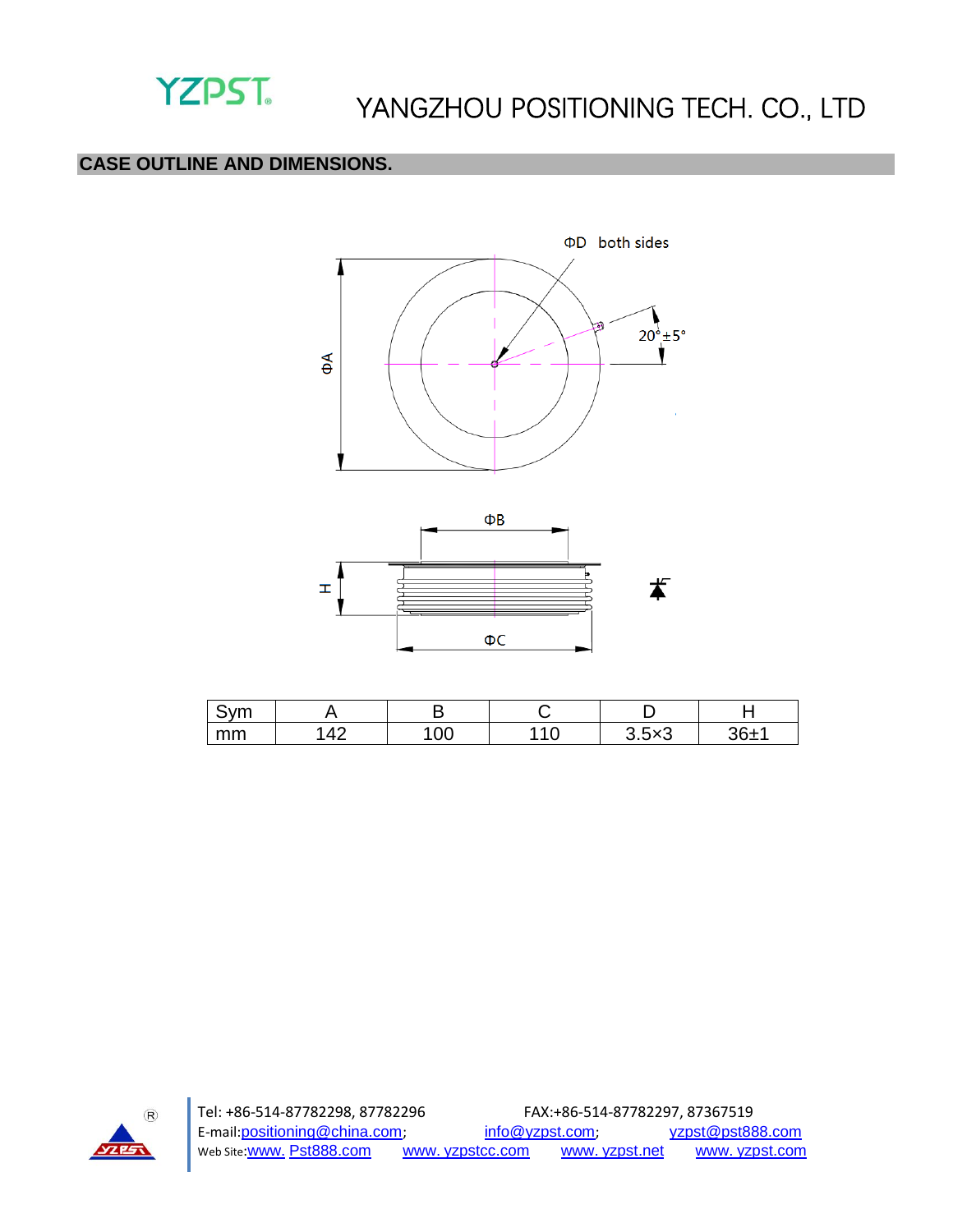## CASE OUTLINE AND DIMENSIONS.

ΦD both sides

20°±5°

ΦA

ΦB

H

ΦC

| Sym | A | B | C | D | H |
|---|---|---|---|---|---|
| mm | 142 | 100 | 110 | 3.5×3 | 36±1 |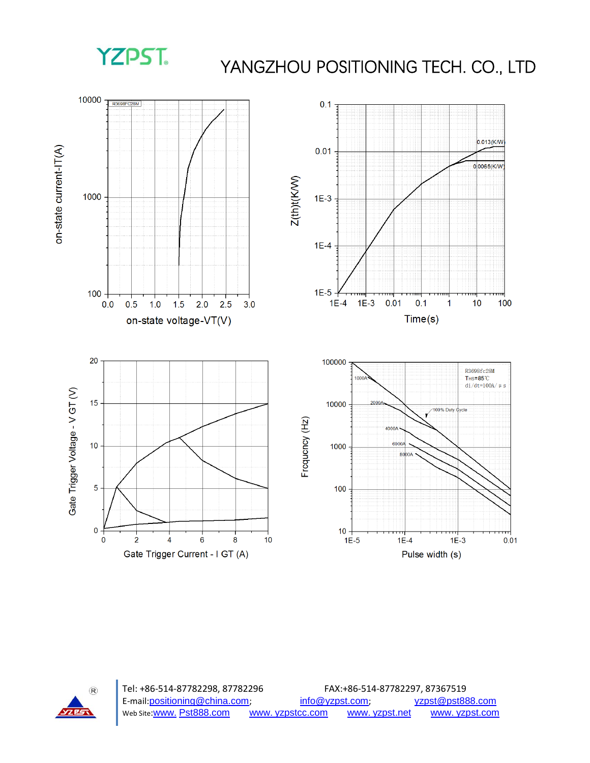YANGZHOU POSITIONING TECH. CO., LTD

R3698FC28M

10000

1000

100

0.0 0.5 1.0 1.5 2.0 2.5 3.0

on-state current-IT(A)

on-state voltage-VT(V)

0.1

0.01

1E-3

1E-4

1E-5

1E-4 1E-3 0.01 0.1 1 10 100

0.013(K/W)

0.0065(K/W)

Z(th)t(K/W)

Time(s)

20

15

10

5

0

0 2 4 6 8 10

Gate Trigger Voltage - V GT (V)

Gate Trigger Current - I GT (A)

100000

10000

1000

100

10

1E-5 1E-4 1E-3 0.01

R3698fc28M

THS=85℃

di/dt=100A/μs

1000A

2000A

100% Duty Cycle

4000A

6000A

8000A

Frequency (Hz)

Pulse width (s)

Tel: +86-514-87782298, 87782296 FAX:+86-514-87782297, 87367519

E-mail:positioning@china.com; info@yzpst.com; yzpst@pst888.com

Web Site:www. Pst888.com www. yzpstcc.com www. yzpst.net www. yzpst.com